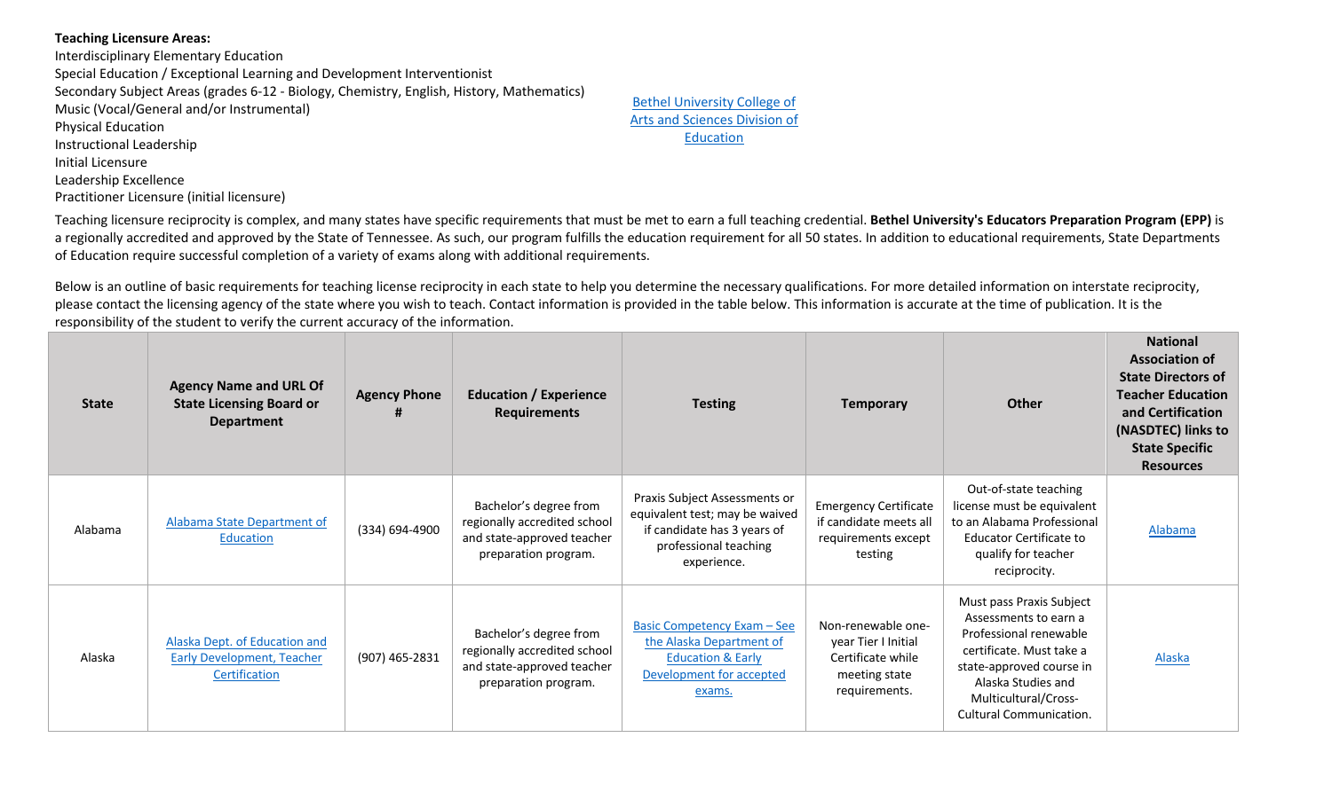**Teaching Licensure Areas:**

Interdisciplinary Elementary Education
Special Education / Exceptional Learning and Development Interventionist
Secondary Subject Areas (grades 6-12 - Biology, Chemistry, English, History, Mathematics)
Music (Vocal/General and/or Instrumental)
Physical Education
Instructional Leadership
Initial Licensure
Leadership Excellence
Practitioner Licensure (initial licensure)

Bethel University College of Arts and Sciences Division of Education

Teaching licensure reciprocity is complex, and many states have specific requirements that must be met to earn a full teaching credential. **Bethel University's Educators Preparation Program (EPP)** is a regionally accredited and approved by the State of Tennessee. As such, our program fulfills the education requirement for all 50 states. In addition to educational requirements, State Departments of Education require successful completion of a variety of exams along with additional requirements.

Below is an outline of basic requirements for teaching license reciprocity in each state to help you determine the necessary qualifications. For more detailed information on interstate reciprocity, please contact the licensing agency of the state where you wish to teach. Contact information is provided in the table below. This information is accurate at the time of publication. It is the responsibility of the student to verify the current accuracy of the information.

| State | Agency Name and URL Of State Licensing Board or Department | Agency Phone # | Education / Experience Requirements | Testing | Temporary | Other | National Association of State Directors of Teacher Education and Certification (NASDTEC) links to State Specific Resources |
|---|---|---|---|---|---|---|---|
| Alabama | Alabama State Department of Education | (334) 694-4900 | Bachelor's degree from regionally accredited school and state-approved teacher preparation program. | Praxis Subject Assessments or equivalent test; may be waived if candidate has 3 years of professional teaching experience. | Emergency Certificate if candidate meets all requirements except testing | Out-of-state teaching license must be equivalent to an Alabama Professional Educator Certificate to qualify for teacher reciprocity. | Alabama |
| Alaska | Alaska Dept. of Education and Early Development, Teacher Certification | (907) 465-2831 | Bachelor's degree from regionally accredited school and state-approved teacher preparation program. | Basic Competency Exam – See the Alaska Department of Education & Early Development for accepted exams. | Non-renewable one-year Tier I Initial Certificate while meeting state requirements. | Must pass Praxis Subject Assessments to earn a Professional renewable certificate. Must take a state-approved course in Alaska Studies and Multicultural/Cross-Cultural Communication. | Alaska |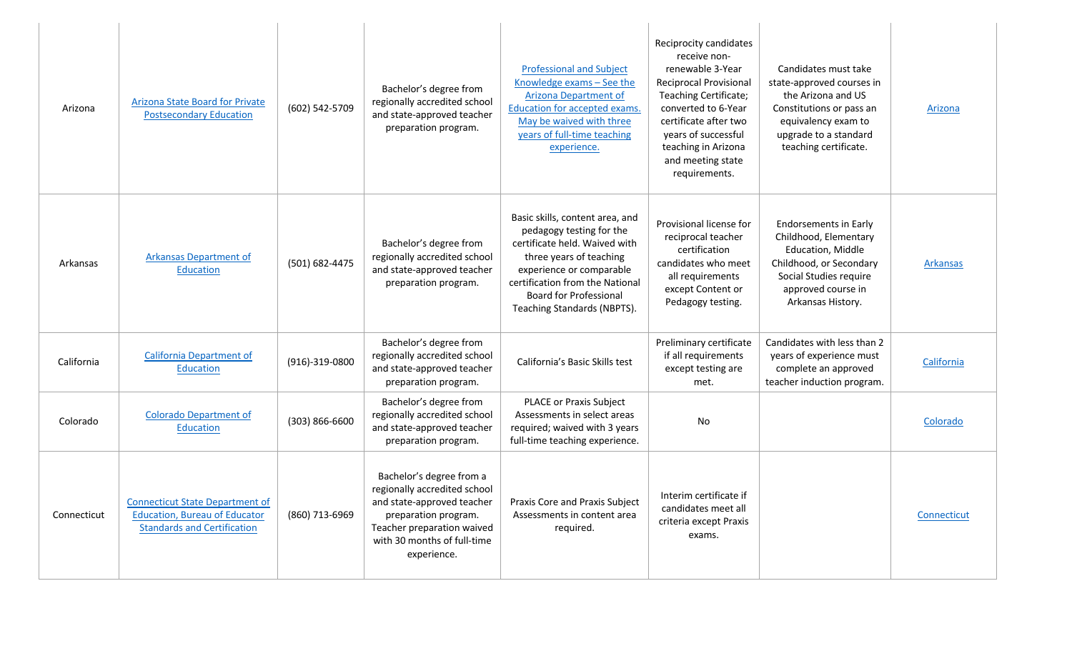| | | | | | | | |
|---|---|---|---|---|---|---|---|
| Arizona | Arizona State Board for Private Postsecondary Education | (602) 542-5709 | Bachelor's degree from regionally accredited school and state-approved teacher preparation program. | Professional and Subject Knowledge exams – See the Arizona Department of Education for accepted exams. May be waived with three years of full-time teaching experience. | Reciprocity candidates receive non-renewable 3-Year Reciprocal Provisional Teaching Certificate; converted to 6-Year certificate after two years of successful teaching in Arizona and meeting state requirements. | Candidates must take state-approved courses in the Arizona and US Constitutions or pass an equivalency exam to upgrade to a standard teaching certificate. | Arizona |
| Arkansas | Arkansas Department of Education | (501) 682-4475 | Bachelor's degree from regionally accredited school and state-approved teacher preparation program. | Basic skills, content area, and pedagogy testing for the certificate held. Waived with three years of teaching experience or comparable certification from the National Board for Professional Teaching Standards (NBPTS). | Provisional license for reciprocal teacher certification candidates who meet all requirements except Content or Pedagogy testing. | Endorsements in Early Childhood, Elementary Education, Middle Childhood, or Secondary Social Studies require approved course in Arkansas History. | Arkansas |
| California | California Department of Education | (916)-319-0800 | Bachelor's degree from regionally accredited school and state-approved teacher preparation program. | California's Basic Skills test | Preliminary certificate if all requirements except testing are met. | Candidates with less than 2 years of experience must complete an approved teacher induction program. | California |
| Colorado | Colorado Department of Education | (303) 866-6600 | Bachelor's degree from regionally accredited school and state-approved teacher preparation program. | PLACE or Praxis Subject Assessments in select areas required; waived with 3 years full-time teaching experience. | No | | Colorado |
| Connecticut | Connecticut State Department of Education, Bureau of Educator Standards and Certification | (860) 713-6969 | Bachelor's degree from a regionally accredited school and state-approved teacher preparation program. Teacher preparation waived with 30 months of full-time experience. | Praxis Core and Praxis Subject Assessments in content area required. | Interim certificate if candidates meet all criteria except Praxis exams. | | Connecticut |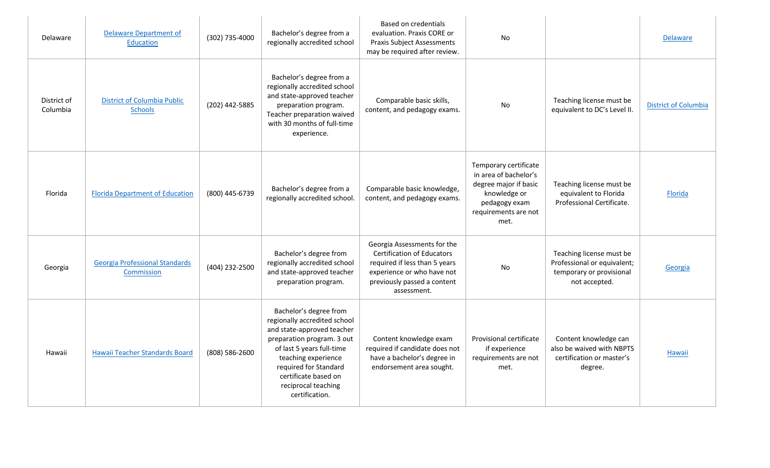| | | | | | | | |
|---|---|---|---|---|---|---|---|
| Delaware | Delaware Department of Education | (302) 735-4000 | Bachelor's degree from a regionally accredited school | Based on credentials evaluation. Praxis CORE or Praxis Subject Assessments may be required after review. | No | | Delaware |
| District of Columbia | District of Columbia Public Schools | (202) 442-5885 | Bachelor's degree from a regionally accredited school and state-approved teacher preparation program. Teacher preparation waived with 30 months of full-time experience. | Comparable basic skills, content, and pedagogy exams. | No | Teaching license must be equivalent to DC's Level II. | District of Columbia |
| Florida | Florida Department of Education | (800) 445-6739 | Bachelor's degree from a regionally accredited school. | Comparable basic knowledge, content, and pedagogy exams. | Temporary certificate in area of bachelor's degree major if basic knowledge or pedagogy exam requirements are not met. | Teaching license must be equivalent to Florida Professional Certificate. | Florida |
| Georgia | Georgia Professional Standards Commission | (404) 232-2500 | Bachelor's degree from regionally accredited school and state-approved teacher preparation program. | Georgia Assessments for the Certification of Educators required if less than 5 years experience or who have not previously passed a content assessment. | No | Teaching license must be Professional or equivalent; temporary or provisional not accepted. | Georgia |
| Hawaii | Hawaii Teacher Standards Board | (808) 586-2600 | Bachelor's degree from regionally accredited school and state-approved teacher preparation program. 3 out of last 5 years full-time teaching experience required for Standard certificate based on reciprocal teaching certification. | Content knowledge exam required if candidate does not have a bachelor's degree in endorsement area sought. | Provisional certificate if experience requirements are not met. | Content knowledge can also be waived with NBPTS certification or master's degree. | Hawaii |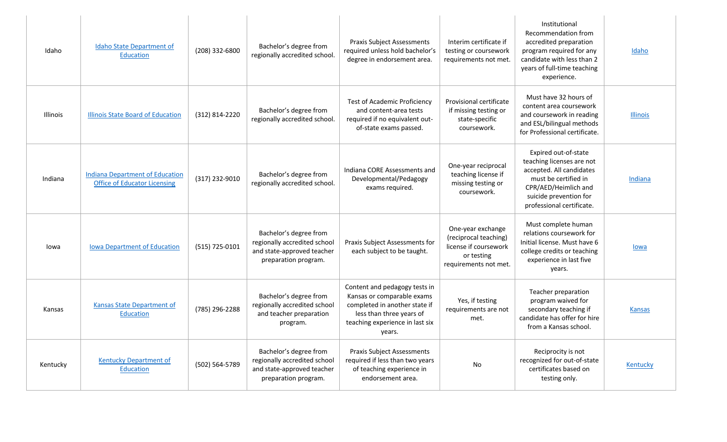| | | | | | | | |
|---|---|---|---|---|---|---|---|
| Idaho | Idaho State Department of Education | (208) 332-6800 | Bachelor's degree from regionally accredited school. | Praxis Subject Assessments required unless hold bachelor's degree in endorsement area. | Interim certificate if testing or coursework requirements not met. | Institutional Recommendation from accredited preparation program required for any candidate with less than 2 years of full-time teaching experience. | Idaho |
| Illinois | Illinois State Board of Education | (312) 814-2220 | Bachelor's degree from regionally accredited school. | Test of Academic Proficiency and content-area tests required if no equivalent out-of-state exams passed. | Provisional certificate if missing testing or state-specific coursework. | Must have 32 hours of content area coursework and coursework in reading and ESL/bilingual methods for Professional certificate. | Illinois |
| Indiana | Indiana Department of Education Office of Educator Licensing | (317) 232-9010 | Bachelor's degree from regionally accredited school. | Indiana CORE Assessments and Developmental/Pedagogy exams required. | One-year reciprocal teaching license if missing testing or coursework. | Expired out-of-state teaching licenses are not accepted. All candidates must be certified in CPR/AED/Heimlich and suicide prevention for professional certificate. | Indiana |
| Iowa | Iowa Department of Education | (515) 725-0101 | Bachelor's degree from regionally accredited school and state-approved teacher preparation program. | Praxis Subject Assessments for each subject to be taught. | One-year exchange (reciprocal teaching) license if coursework or testing requirements not met. | Must complete human relations coursework for Initial license. Must have 6 college credits or teaching experience in last five years. | Iowa |
| Kansas | Kansas State Department of Education | (785) 296-2288 | Bachelor's degree from regionally accredited school and teacher preparation program. | Content and pedagogy tests in Kansas or comparable exams completed in another state if less than three years of teaching experience in last six years. | Yes, if testing requirements are not met. | Teacher preparation program waived for secondary teaching if candidate has offer for hire from a Kansas school. | Kansas |
| Kentucky | Kentucky Department of Education | (502) 564-5789 | Bachelor's degree from regionally accredited school and state-approved teacher preparation program. | Praxis Subject Assessments required if less than two years of teaching experience in endorsement area. | No | Reciprocity is not recognized for out-of-state certificates based on testing only. | Kentucky |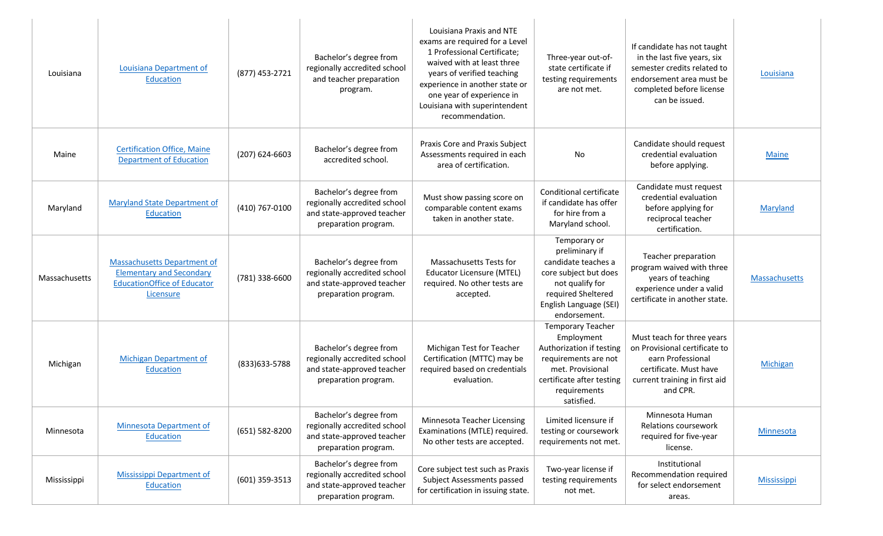| | | | | | | | |
|---|---|---|---|---|---|---|---|
| Louisiana | Louisiana Department of Education | (877) 453-2721 | Bachelor's degree from regionally accredited school and teacher preparation program. | Louisiana Praxis and NTE exams are required for a Level 1 Professional Certificate; waived with at least three years of verified teaching experience in another state or one year of experience in Louisiana with superintendent recommendation. | Three-year out-of-state certificate if testing requirements are not met. | If candidate has not taught in the last five years, six semester credits related to endorsement area must be completed before license can be issued. | Louisiana |
| Maine | Certification Office, Maine Department of Education | (207) 624-6603 | Bachelor's degree from accredited school. | Praxis Core and Praxis Subject Assessments required in each area of certification. | No | Candidate should request credential evaluation before applying. | Maine |
| Maryland | Maryland State Department of Education | (410) 767-0100 | Bachelor's degree from regionally accredited school and state-approved teacher preparation program. | Must show passing score on comparable content exams taken in another state. | Conditional certificate if candidate has offer for hire from a Maryland school. | Candidate must request credential evaluation before applying for reciprocal teacher certification. | Maryland |
| Massachusetts | Massachusetts Department of Elementary and Secondary EducationOffice of Educator Licensure | (781) 338-6600 | Bachelor's degree from regionally accredited school and state-approved teacher preparation program. | Massachusetts Tests for Educator Licensure (MTEL) required. No other tests are accepted. | Temporary or preliminary if candidate teaches a core subject but does not qualify for required Sheltered English Language (SEI) endorsement. | Teacher preparation program waived with three years of teaching experience under a valid certificate in another state. | Massachusetts |
| Michigan | Michigan Department of Education | (833)633-5788 | Bachelor's degree from regionally accredited school and state-approved teacher preparation program. | Michigan Test for Teacher Certification (MTTC) may be required based on credentials evaluation. | Temporary Teacher Employment Authorization if testing requirements are not met. Provisional certificate after testing requirements satisfied. | Must teach for three years on Provisional certificate to earn Professional certificate. Must have current training in first aid and CPR. | Michigan |
| Minnesota | Minnesota Department of Education | (651) 582-8200 | Bachelor's degree from regionally accredited school and state-approved teacher preparation program. | Minnesota Teacher Licensing Examinations (MTLE) required. No other tests are accepted. | Limited licensure if testing or coursework requirements not met. | Minnesota Human Relations coursework required for five-year license. | Minnesota |
| Mississippi | Mississippi Department of Education | (601) 359-3513 | Bachelor's degree from regionally accredited school and state-approved teacher preparation program. | Core subject test such as Praxis Subject Assessments passed for certification in issuing state. | Two-year license if testing requirements not met. | Institutional Recommendation required for select endorsement areas. | Mississippi |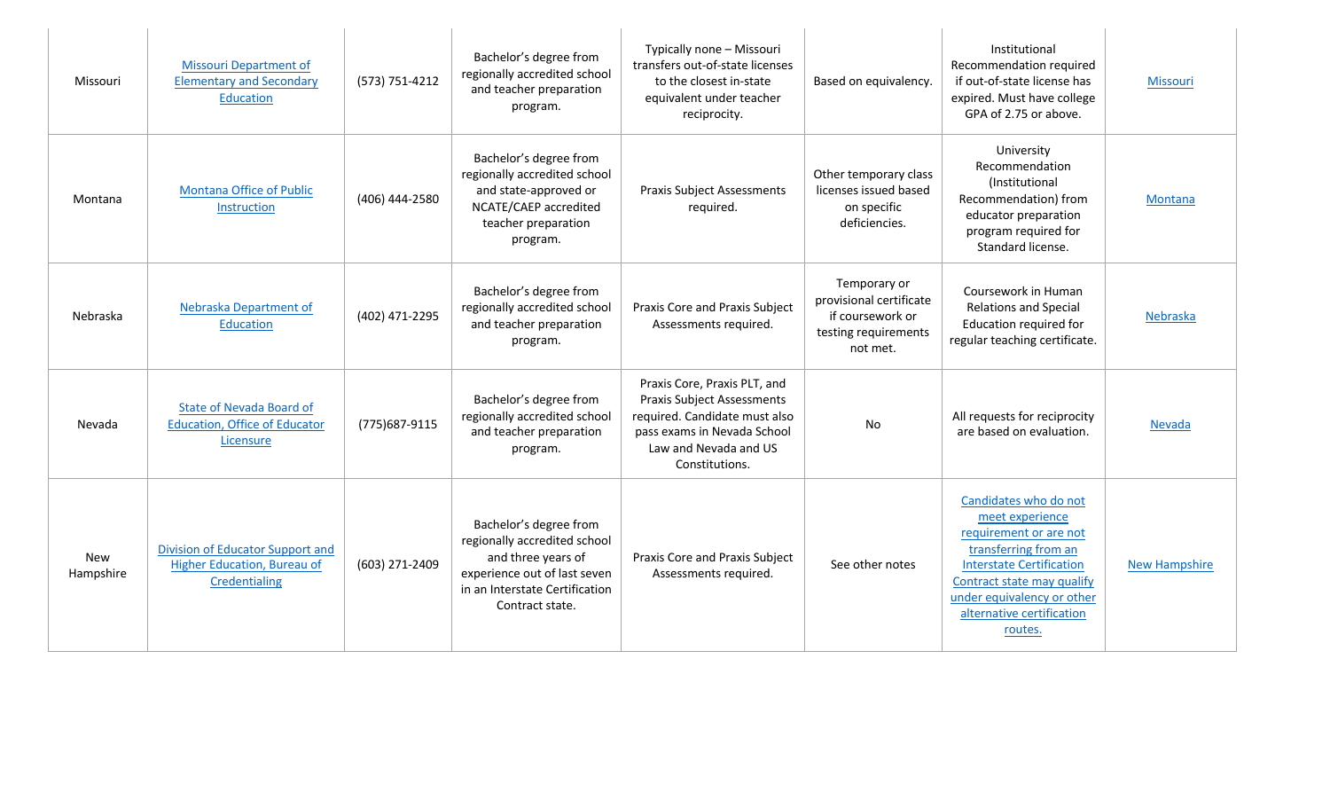| | | | | | | | |
|---|---|---|---|---|---|---|---|
| Missouri | Missouri Department of Elementary and Secondary Education | (573) 751-4212 | Bachelor's degree from regionally accredited school and teacher preparation program. | Typically none – Missouri transfers out-of-state licenses to the closest in-state equivalent under teacher reciprocity. | Based on equivalency. | Institutional Recommendation required if out-of-state license has expired. Must have college GPA of 2.75 or above. | Missouri |
| Montana | Montana Office of Public Instruction | (406) 444-2580 | Bachelor's degree from regionally accredited school and state-approved or NCATE/CAEP accredited teacher preparation program. | Praxis Subject Assessments required. | Other temporary class licenses issued based on specific deficiencies. | University Recommendation (Institutional Recommendation) from educator preparation program required for Standard license. | Montana |
| Nebraska | Nebraska Department of Education | (402) 471-2295 | Bachelor's degree from regionally accredited school and teacher preparation program. | Praxis Core and Praxis Subject Assessments required. | Temporary or provisional certificate if coursework or testing requirements not met. | Coursework in Human Relations and Special Education required for regular teaching certificate. | Nebraska |
| Nevada | State of Nevada Board of Education, Office of Educator Licensure | (775)687-9115 | Bachelor's degree from regionally accredited school and teacher preparation program. | Praxis Core, Praxis PLT, and Praxis Subject Assessments required. Candidate must also pass exams in Nevada School Law and Nevada and US Constitutions. | No | All requests for reciprocity are based on evaluation. | Nevada |
| New Hampshire | Division of Educator Support and Higher Education, Bureau of Credentialing | (603) 271-2409 | Bachelor's degree from regionally accredited school and three years of experience out of last seven in an Interstate Certification Contract state. | Praxis Core and Praxis Subject Assessments required. | See other notes | Candidates who do not meet experience requirement or are not transferring from an Interstate Certification Contract state may qualify under equivalency or other alternative certification routes. | New Hampshire |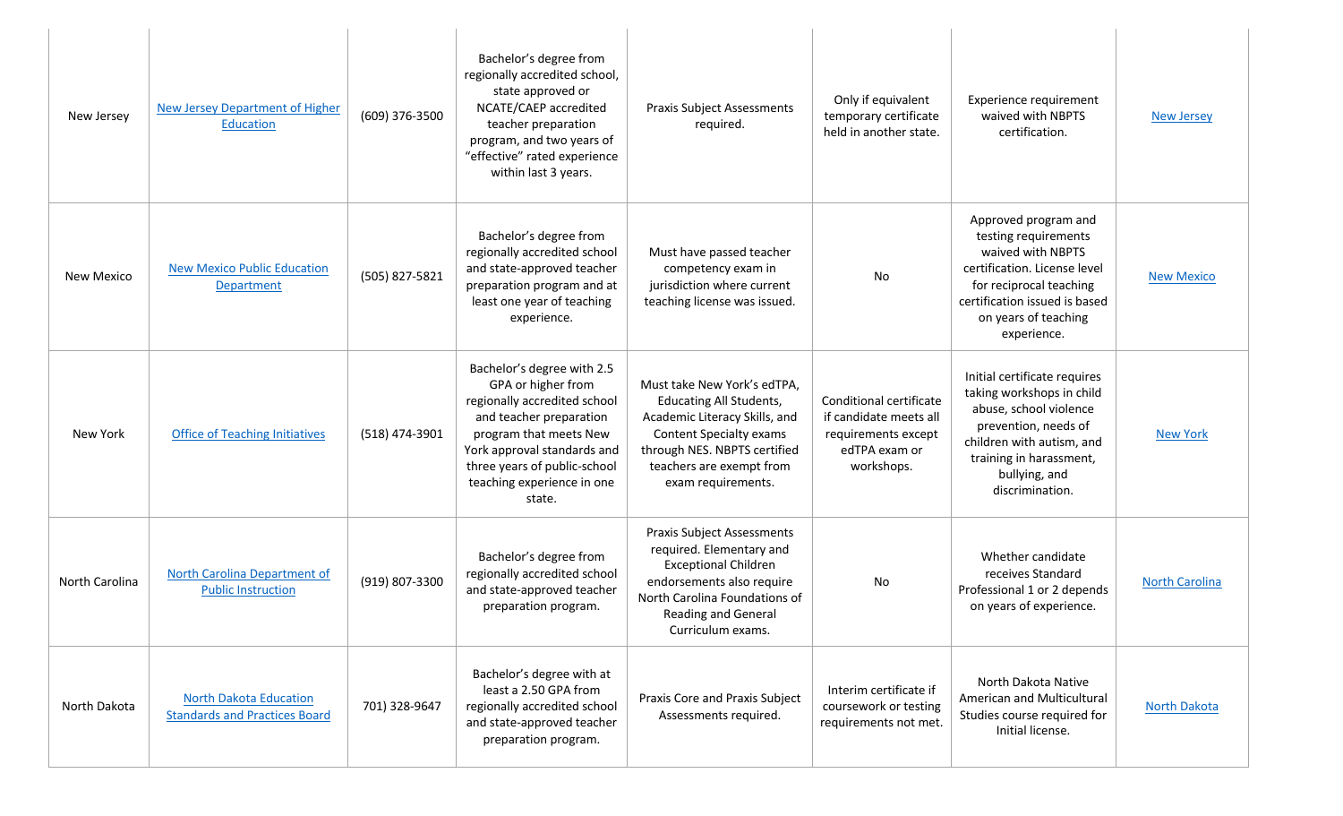| | | | | | | | |
|---|---|---|---|---|---|---|---|
| New Jersey | [New Jersey Department of Higher Education]() | (609) 376-3500 | Bachelor's degree from regionally accredited school, state approved or NCATE/CAEP accredited teacher preparation program, and two years of "effective" rated experience within last 3 years. | Praxis Subject Assessments required. | Only if equivalent temporary certificate held in another state. | Experience requirement waived with NBPTS certification. | [New Jersey]() |
| New Mexico | [New Mexico Public Education Department]() | (505) 827-5821 | Bachelor's degree from regionally accredited school and state-approved teacher preparation program and at least one year of teaching experience. | Must have passed teacher competency exam in jurisdiction where current teaching license was issued. | No | Approved program and testing requirements waived with NBPTS certification. License level for reciprocal teaching certification issued is based on years of teaching experience. | [New Mexico]() |
| New York | [Office of Teaching Initiatives]() | (518) 474-3901 | Bachelor's degree with 2.5 GPA or higher from regionally accredited school and teacher preparation program that meets New York approval standards and three years of public-school teaching experience in one state. | Must take New York's edTPA, Educating All Students, Academic Literacy Skills, and Content Specialty exams through NES. NBPTS certified teachers are exempt from exam requirements. | Conditional certificate if candidate meets all requirements except edTPA exam or workshops. | Initial certificate requires taking workshops in child abuse, school violence prevention, needs of children with autism, and training in harassment, bullying, and discrimination. | [New York]() |
| North Carolina | [North Carolina Department of Public Instruction]() | (919) 807-3300 | Bachelor's degree from regionally accredited school and state-approved teacher preparation program. | Praxis Subject Assessments required. Elementary and Exceptional Children endorsements also require North Carolina Foundations of Reading and General Curriculum exams. | No | Whether candidate receives Standard Professional 1 or 2 depends on years of experience. | [North Carolina]() |
| North Dakota | [North Dakota Education Standards and Practices Board]() | 701) 328-9647 | Bachelor's degree with at least a 2.50 GPA from regionally accredited school and state-approved teacher preparation program. | Praxis Core and Praxis Subject Assessments required. | Interim certificate if coursework or testing requirements not met. | North Dakota Native American and Multicultural Studies course required for Initial license. | [North Dakota]() |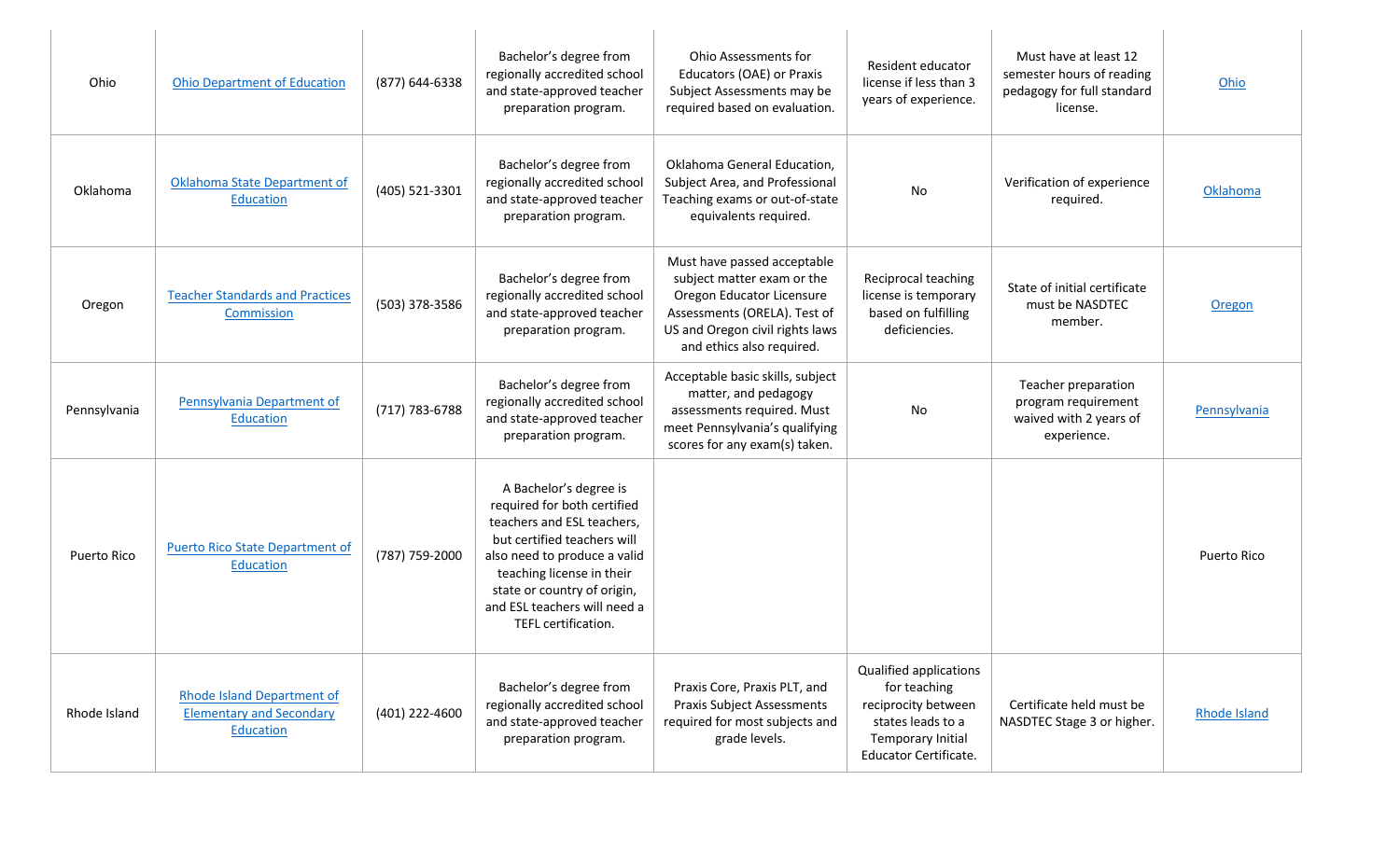| | | | | | | | |
|---|---|---|---|---|---|---|---|
| Ohio | Ohio Department of Education | (877) 644-6338 | Bachelor's degree from regionally accredited school and state-approved teacher preparation program. | Ohio Assessments for Educators (OAE) or Praxis Subject Assessments may be required based on evaluation. | Resident educator license if less than 3 years of experience. | Must have at least 12 semester hours of reading pedagogy for full standard license. | Ohio |
| Oklahoma | Oklahoma State Department of Education | (405) 521-3301 | Bachelor's degree from regionally accredited school and state-approved teacher preparation program. | Oklahoma General Education, Subject Area, and Professional Teaching exams or out-of-state equivalents required. | No | Verification of experience required. | Oklahoma |
| Oregon | Teacher Standards and Practices Commission | (503) 378-3586 | Bachelor's degree from regionally accredited school and state-approved teacher preparation program. | Must have passed acceptable subject matter exam or the Oregon Educator Licensure Assessments (ORELA). Test of US and Oregon civil rights laws and ethics also required. | Reciprocal teaching license is temporary based on fulfilling deficiencies. | State of initial certificate must be NASDTEC member. | Oregon |
| Pennsylvania | Pennsylvania Department of Education | (717) 783-6788 | Bachelor's degree from regionally accredited school and state-approved teacher preparation program. | Acceptable basic skills, subject matter, and pedagogy assessments required. Must meet Pennsylvania's qualifying scores for any exam(s) taken. | No | Teacher preparation program requirement waived with 2 years of experience. | Pennsylvania |
| Puerto Rico | Puerto Rico State Department of Education | (787) 759-2000 | A Bachelor's degree is required for both certified teachers and ESL teachers, but certified teachers will also need to produce a valid teaching license in their state or country of origin, and ESL teachers will need a TEFL certification. | | | | Puerto Rico |
| Rhode Island | Rhode Island Department of Elementary and Secondary Education | (401) 222-4600 | Bachelor's degree from regionally accredited school and state-approved teacher preparation program. | Praxis Core, Praxis PLT, and Praxis Subject Assessments required for most subjects and grade levels. | Qualified applications for teaching reciprocity between states leads to a Temporary Initial Educator Certificate. | Certificate held must be NASDTEC Stage 3 or higher. | Rhode Island |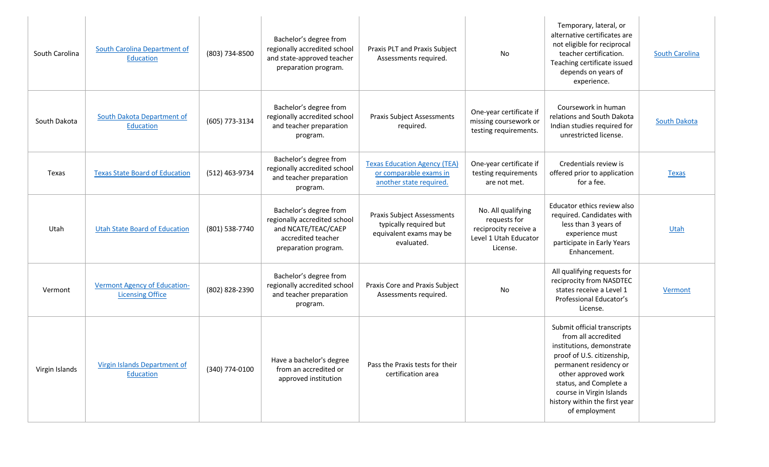| | | | | | | | |
|---|---|---|---|---|---|---|---|
| South Carolina | South Carolina Department of Education | (803) 734-8500 | Bachelor's degree from regionally accredited school and state-approved teacher preparation program. | Praxis PLT and Praxis Subject Assessments required. | No | Temporary, lateral, or alternative certificates are not eligible for reciprocal teacher certification. Teaching certificate issued depends on years of experience. | South Carolina |
| South Dakota | South Dakota Department of Education | (605) 773-3134 | Bachelor's degree from regionally accredited school and teacher preparation program. | Praxis Subject Assessments required. | One-year certificate if missing coursework or testing requirements. | Coursework in human relations and South Dakota Indian studies required for unrestricted license. | South Dakota |
| Texas | Texas State Board of Education | (512) 463-9734 | Bachelor's degree from regionally accredited school and teacher preparation program. | Texas Education Agency (TEA) or comparable exams in another state required. | One-year certificate if testing requirements are not met. | Credentials review is offered prior to application for a fee. | Texas |
| Utah | Utah State Board of Education | (801) 538-7740 | Bachelor's degree from regionally accredited school and NCATE/TEAC/CAEP accredited teacher preparation program. | Praxis Subject Assessments typically required but equivalent exams may be evaluated. | No. All qualifying requests for reciprocity receive a Level 1 Utah Educator License. | Educator ethics review also required. Candidates with less than 3 years of experience must participate in Early Years Enhancement. | Utah |
| Vermont | Vermont Agency of Education-Licensing Office | (802) 828-2390 | Bachelor's degree from regionally accredited school and teacher preparation program. | Praxis Core and Praxis Subject Assessments required. | No | All qualifying requests for reciprocity from NASDTEC states receive a Level 1 Professional Educator's License. | Vermont |
| Virgin Islands | Virgin Islands Department of Education | (340) 774-0100 | Have a bachelor's degree from an accredited or approved institution | Pass the Praxis tests for their certification area | | Submit official transcripts from all accredited institutions, demonstrate proof of U.S. citizenship, permanent residency or other approved work status, and Complete a course in Virgin Islands history within the first year of employment | |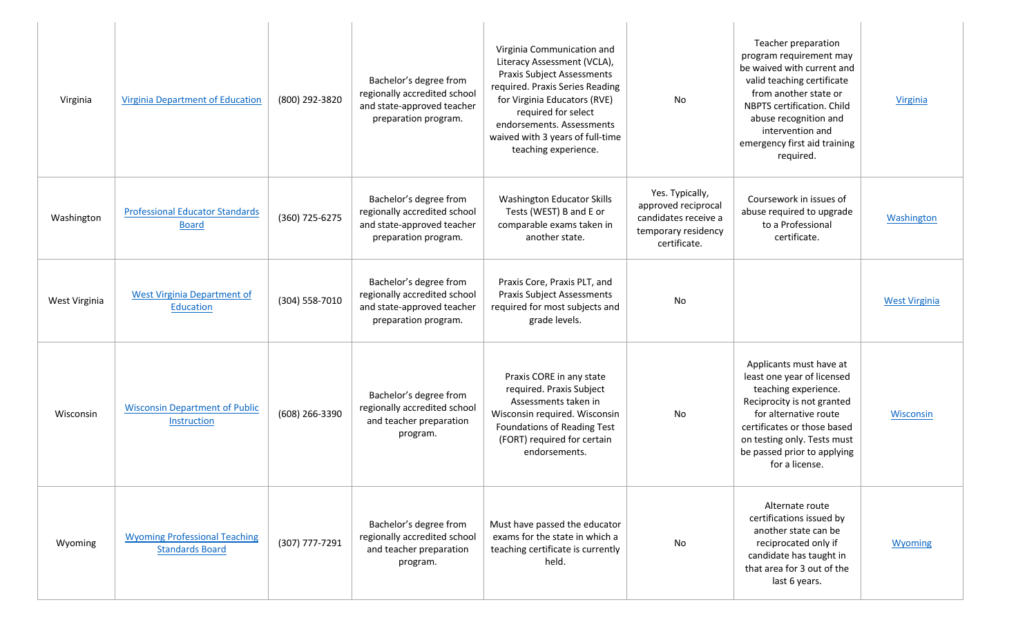| | | | | | | | |
|---|---|---|---|---|---|---|---|
| Virginia | Virginia Department of Education | (800) 292-3820 | Bachelor's degree from regionally accredited school and state-approved teacher preparation program. | Virginia Communication and Literacy Assessment (VCLA), Praxis Subject Assessments required. Praxis Series Reading for Virginia Educators (RVE) required for select endorsements. Assessments waived with 3 years of full-time teaching experience. | No | Teacher preparation program requirement may be waived with current and valid teaching certificate from another state or NBPTS certification. Child abuse recognition and intervention and emergency first aid training required. | Virginia |
| Washington | Professional Educator Standards Board | (360) 725-6275 | Bachelor's degree from regionally accredited school and state-approved teacher preparation program. | Washington Educator Skills Tests (WEST) B and E or comparable exams taken in another state. | Yes. Typically, approved reciprocal candidates receive a temporary residency certificate. | Coursework in issues of abuse required to upgrade to a Professional certificate. | Washington |
| West Virginia | West Virginia Department of Education | (304) 558-7010 | Bachelor's degree from regionally accredited school and state-approved teacher preparation program. | Praxis Core, Praxis PLT, and Praxis Subject Assessments required for most subjects and grade levels. | No | | West Virginia |
| Wisconsin | Wisconsin Department of Public Instruction | (608) 266-3390 | Bachelor's degree from regionally accredited school and teacher preparation program. | Praxis CORE in any state required. Praxis Subject Assessments taken in Wisconsin required. Wisconsin Foundations of Reading Test (FORT) required for certain endorsements. | No | Applicants must have at least one year of licensed teaching experience. Reciprocity is not granted for alternative route certificates or those based on testing only. Tests must be passed prior to applying for a license. | Wisconsin |
| Wyoming | Wyoming Professional Teaching Standards Board | (307) 777-7291 | Bachelor's degree from regionally accredited school and teacher preparation program. | Must have passed the educator exams for the state in which a teaching certificate is currently held. | No | Alternate route certifications issued by another state can be reciprocated only if candidate has taught in that area for 3 out of the last 6 years. | Wyoming |